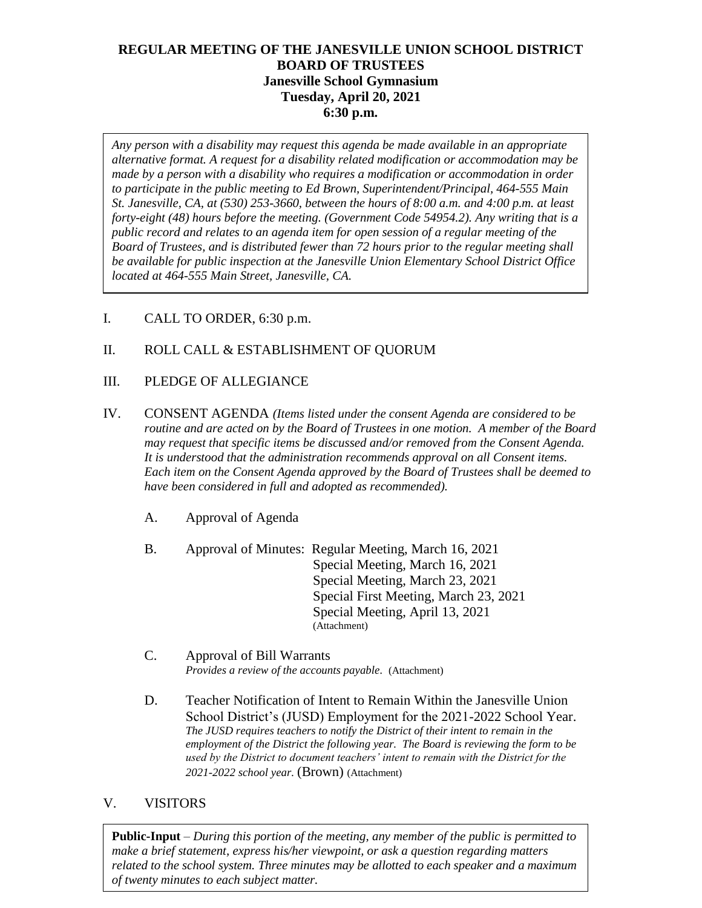# REGULAR MEETING OF THE JANESVILLE UNION SCHOOL DISTRICT BOARD OF TRUSTEES

**Janesville School Gymnasium**
**Tuesday, April 20, 2021**
**6:30 p.m.**

*Any person with a disability may request this agenda be made available in an appropriate alternative format. A request for a disability related modification or accommodation may be made by a person with a disability who requires a modification or accommodation in order to participate in the public meeting to Ed Brown, Superintendent/Principal, 464-555 Main St. Janesville, CA, at (530) 253-3660, between the hours of 8:00 a.m. and 4:00 p.m. at least forty-eight (48) hours before the meeting. (Government Code 54954.2). Any writing that is a public record and relates to an agenda item for open session of a regular meeting of the Board of Trustees, and is distributed fewer than 72 hours prior to the regular meeting shall be available for public inspection at the Janesville Union Elementary School District Office located at 464-555 Main Street, Janesville, CA.*

I. CALL TO ORDER, 6:30 p.m.

II. ROLL CALL & ESTABLISHMENT OF QUORUM

III. PLEDGE OF ALLEGIANCE

IV. CONSENT AGENDA *(Items listed under the consent Agenda are considered to be routine and are acted on by the Board of Trustees in one motion. A member of the Board may request that specific items be discussed and/or removed from the Consent Agenda. It is understood that the administration recommends approval on all Consent items. Each item on the Consent Agenda approved by the Board of Trustees shall be deemed to have been considered in full and adopted as recommended).*

A. Approval of Agenda

B. Approval of Minutes: Regular Meeting, March 16, 2021
Special Meeting, March 16, 2021
Special Meeting, March 23, 2021
Special First Meeting, March 23, 2021
Special Meeting, April 13, 2021
(Attachment)

C. Approval of Bill Warrants
*Provides a review of the accounts payable.* (Attachment)

D. Teacher Notification of Intent to Remain Within the Janesville Union School District's (JUSD) Employment for the 2021-2022 School Year.
*The JUSD requires teachers to notify the District of their intent to remain in the employment of the District the following year. The Board is reviewing the form to be used by the District to document teachers' intent to remain with the District for the 2021-2022 school year.* (Brown) (Attachment)

V. VISITORS

**Public-Input** – *During this portion of the meeting, any member of the public is permitted to make a brief statement, express his/her viewpoint, or ask a question regarding matters related to the school system. Three minutes may be allotted to each speaker and a maximum of twenty minutes to each subject matter.*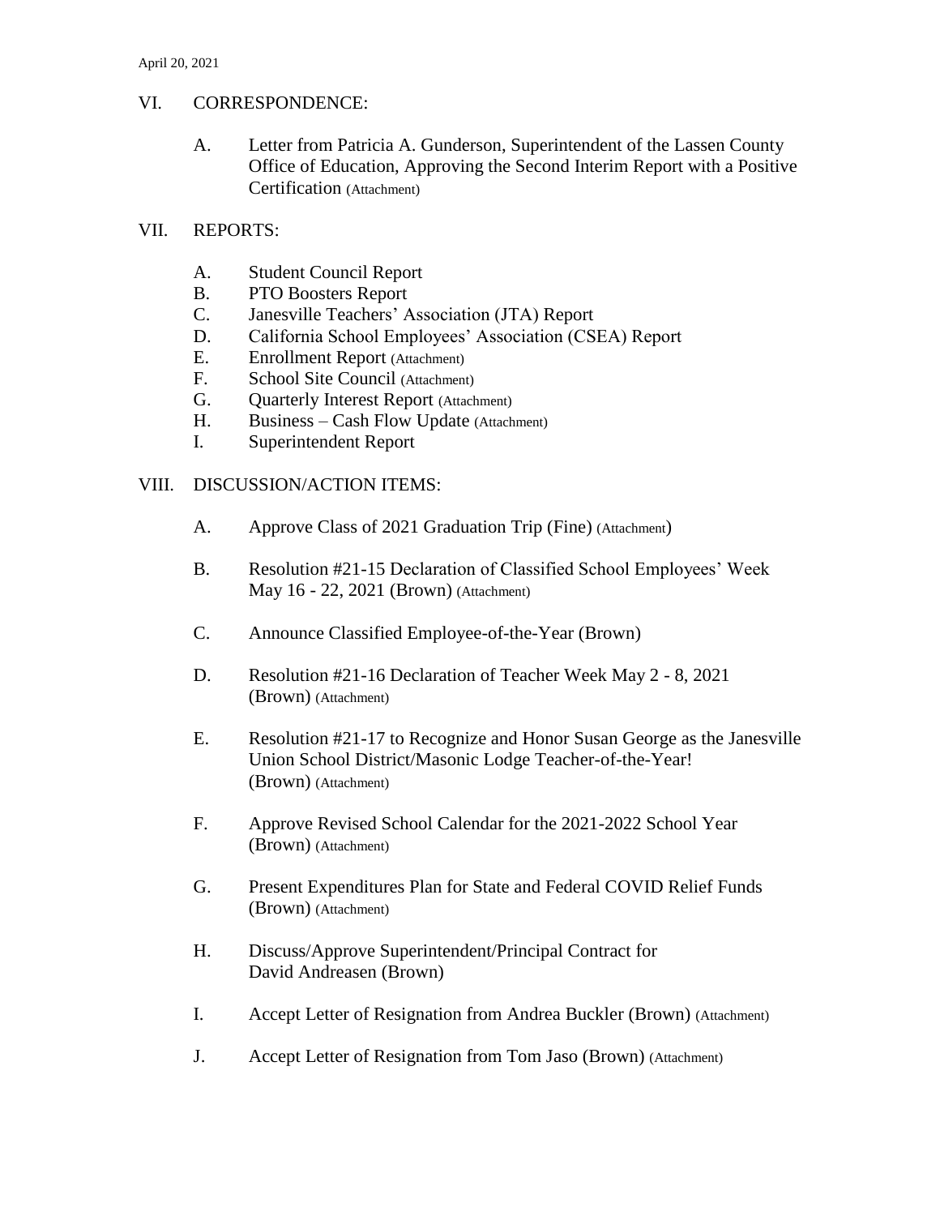## VI. CORRESPONDENCE:

A. Letter from Patricia A. Gunderson, Superintendent of the Lassen County Office of Education, Approving the Second Interim Report with a Positive Certification (Attachment)

## VII. REPORTS:

A. Student Council Report
B. PTO Boosters Report
C. Janesville Teachers' Association (JTA) Report
D. California School Employees' Association (CSEA) Report
E. Enrollment Report (Attachment)
F. School Site Council (Attachment)
G. Quarterly Interest Report (Attachment)
H. Business – Cash Flow Update (Attachment)
I. Superintendent Report

## VIII. DISCUSSION/ACTION ITEMS:

A. Approve Class of 2021 Graduation Trip (Fine) (Attachment)

B. Resolution #21-15 Declaration of Classified School Employees' Week May 16 - 22, 2021 (Brown) (Attachment)

C. Announce Classified Employee-of-the-Year (Brown)

D. Resolution #21-16 Declaration of Teacher Week May 2 - 8, 2021 (Brown) (Attachment)

E. Resolution #21-17 to Recognize and Honor Susan George as the Janesville Union School District/Masonic Lodge Teacher-of-the-Year! (Brown) (Attachment)

F. Approve Revised School Calendar for the 2021-2022 School Year (Brown) (Attachment)

G. Present Expenditures Plan for State and Federal COVID Relief Funds (Brown) (Attachment)

H. Discuss/Approve Superintendent/Principal Contract for David Andreasen (Brown)

I. Accept Letter of Resignation from Andrea Buckler (Brown) (Attachment)

J. Accept Letter of Resignation from Tom Jaso (Brown) (Attachment)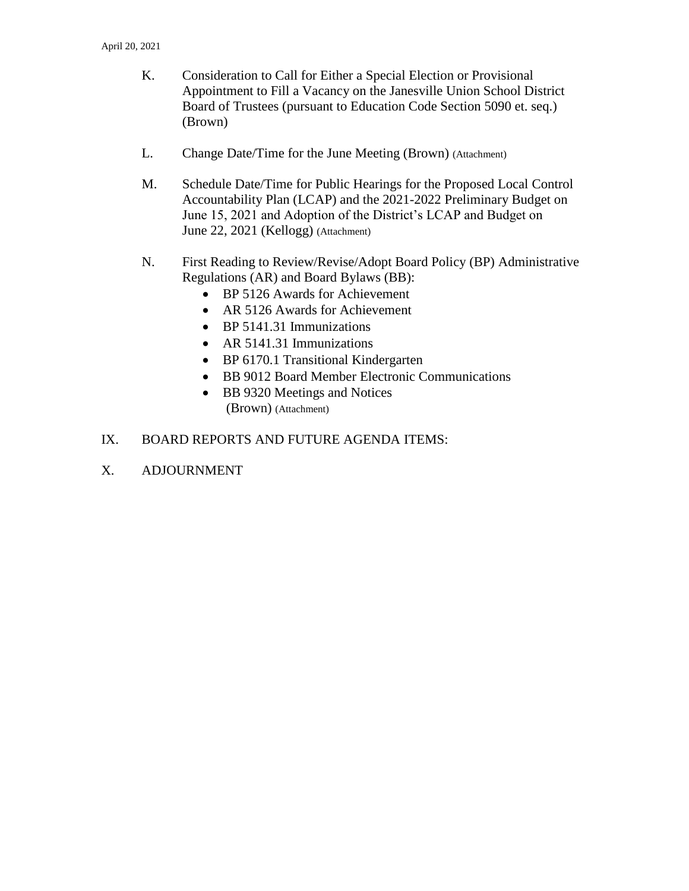K. Consideration to Call for Either a Special Election or Provisional Appointment to Fill a Vacancy on the Janesville Union School District Board of Trustees (pursuant to Education Code Section 5090 et. seq.) (Brown)

L. Change Date/Time for the June Meeting (Brown) (Attachment)

M. Schedule Date/Time for Public Hearings for the Proposed Local Control Accountability Plan (LCAP) and the 2021-2022 Preliminary Budget on June 15, 2021 and Adoption of the District's LCAP and Budget on June 22, 2021 (Kellogg) (Attachment)

N. First Reading to Review/Revise/Adopt Board Policy (BP) Administrative Regulations (AR) and Board Bylaws (BB):
   - BP 5126 Awards for Achievement
   - AR 5126 Awards for Achievement
   - BP 5141.31 Immunizations
   - AR 5141.31 Immunizations
   - BP 6170.1 Transitional Kindergarten
   - BB 9012 Board Member Electronic Communications
   - BB 9320 Meetings and Notices
     (Brown) (Attachment)

IX. BOARD REPORTS AND FUTURE AGENDA ITEMS:

X. ADJOURNMENT